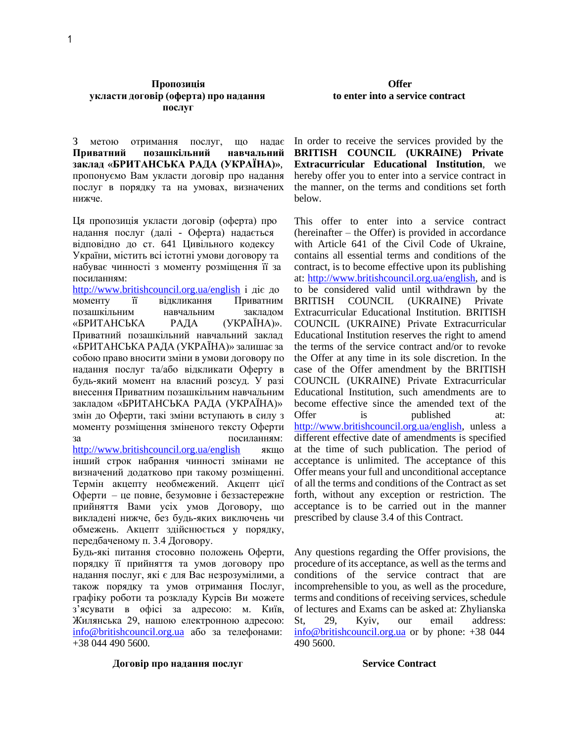**Пропозиція укласти договір (оферта) про надання послуг**

З метою отримання послуг, що надає **Приватний позашкільний навчальний заклад «БРИТАНСЬКА РАДА (УКРАЇНА)»**, пропонуємо Вам укласти договір про надання послуг в порядку та на умовах, визначених нижче.

Ця пропозиція укласти договір (оферта) про надання послуг (далі - Оферта) надається відповідно до ст. 641 Цивільного кодексу України, містить всі істотні умови договору та набуває чинності з моменту розміщення її за посиланням: http://www.britishcouncil.org.ua/english і діє до моменту її відкликання Приватним позашкільним навчальним закладом «БРИТАНСЬКА РАДА (УКРАЇНА)». Приватний позашкільний навчальний заклад «БРИТАНСЬКА РАДА (УКРАЇНА)» залишає за собою право вносити зміни в умови договору по надання послуг та/або відкликати Оферту в будь-який момент на власний розсуд. У разі внесення Приватним позашкільним навчальним закладом «БРИТАНСЬКА РАДА (УКРАЇНА)» змін до Оферти, такі зміни вступають в силу з моменту розміщення зміненого тексту Оферти за посиланням: http://www.britishcouncil.org.ua/english якщо інший строк набрання чинності змінами не визначений додатково при такому розміщенні. Термін акцепту необмежений. Акцепт цієї Оферти – це повне, безумовне і беззастережне прийняття Вами усіх умов Договору, що викладені нижче, без будь-яких виключень чи обмежень. Акцепт здійснюється у порядку, передбаченому п. 3.4 Договору.

Будь-які питання стосовно положень Оферти, порядку її прийняття та умов договору про надання послуг, які є для Вас незрозумілими, а також порядку та умов отримання Послуг, графіку роботи та розкладу Курсів Ви можете з'ясувати в офісі за адресою: м. Київ, Жилянська 29, нашою електронною адресою: info@britishcouncil.org.ua або за телефонами: +38 044 490 5600.

**Договір про надання послуг**

**Offer to enter into a service contract**

In order to receive the services provided by the **BRITISH COUNCIL (UKRAINE) Private Extracurricular Educational Institution**, we hereby offer you to enter into a service contract in the manner, on the terms and conditions set forth below.

This offer to enter into a service contract (hereinafter – the Offer) is provided in accordance with Article 641 of the Civil Code of Ukraine, contains all essential terms and conditions of the contract, is to become effective upon its publishing at: http://www.britishcouncil.org.ua/english, and is to be considered valid until withdrawn by the BRITISH COUNCIL (UKRAINE) Private Extracurricular Educational Institution. BRITISH COUNCIL (UKRAINE) Private Extracurricular Educational Institution reserves the right to amend the terms of the service contract and/or to revoke the Offer at any time in its sole discretion. In the case of the Offer amendment by the BRITISH COUNCIL (UKRAINE) Private Extracurricular Educational Institution, such amendments are to become effective since the amended text of the Offer is published at: http://www.britishcouncil.org.ua/english, unless a different effective date of amendments is specified at the time of such publication. The period of acceptance is unlimited. The acceptance of this Offer means your full and unconditional acceptance of all the terms and conditions of the Contract as set forth, without any exception or restriction. The acceptance is to be carried out in the manner prescribed by clause 3.4 of this Contract.

Any questions regarding the Offer provisions, the procedure of its acceptance, as well as the terms and conditions of the service contract that are incomprehensible to you, as well as the procedure, terms and conditions of receiving services, schedule of lectures and Exams can be asked at: Zhylianska St, 29, Kyiv, our email address: info@britishcouncil.org.ua or by phone: +38 044 490 5600.

**Service Contract**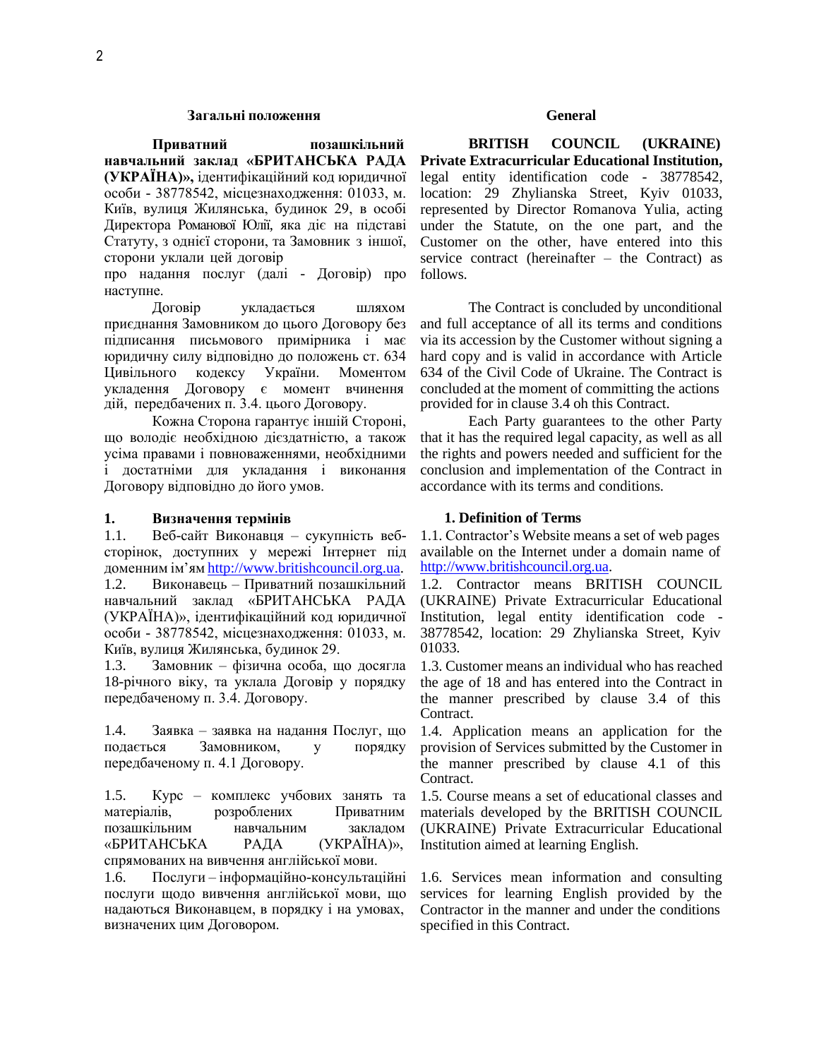## Загальні положення

**Приватний позашкільний навчальний заклад «БРИТАНСЬКА РАДА (УКРАЇНА)»,** ідентифікаційний код юридичної особи - 38778542, місцезнаходження: 01033, м. Київ, вулиця Жилянська, будинок 29, в особі Директора Романової Юлії, яка діє на підставі Статуту, з однієї сторони, та Замовник з іншої, сторони уклали цей договір
про надання послуг (далі - Договір) про наступне.

Договір укладається шляхом приєднання Замовником до цього Договору без підписання письмового примірника і має юридичну силу відповідно до положень ст. 634 Цивільного кодексу України. Моментом укладення Договору є момент вчинення дій, передбачених п. 3.4. цього Договору.

Кожна Сторона гарантує іншій Стороні, що володіє необхідною дієздатністю, а також усіма правами і повноваженнями, необхідними і достатніми для укладання і виконання Договору відповідно до його умов.

## 1. Визначення термінів

1.1. Веб-сайт Виконавця – сукупність веб-сторінок, доступних у мережі Інтернет під доменним ім'ям http://www.britishcouncil.org.ua.

1.2. Виконавець – Приватний позашкільний навчальний заклад «БРИТАНСЬКА РАДА (УКРАЇНА)», ідентифікаційний код юридичної особи - 38778542, місцезнаходження: 01033, м. Київ, вулиця Жилянська, будинок 29.

1.3. Замовник – фізична особа, що досягла 18-річного віку, та уклала Договір у порядку передбаченому п. 3.4. Договору.

1.4. Заявка – заявка на надання Послуг, що подається Замовником, у порядку передбаченому п. 4.1 Договору.

1.5. Курс – комплекс учбових занять та матеріалів, розроблених Приватним позашкільним навчальним закладом «БРИТАНСЬКА РАДА (УКРАЇНА)», спрямованих на вивчення англійської мови.

1.6. Послуги – інформаційно-консультаційні послуги щодо вивчення англійської мови, що надаються Виконавцем, в порядку і на умовах, визначених цим Договором.

## General

**BRITISH COUNCIL (UKRAINE) Private Extracurricular Educational Institution,** legal entity identification code - 38778542, location: 29 Zhylianska Street, Kyiv 01033, represented by Director Romanova Yulia, acting under the Statute, on the one part, and the Customer on the other, have entered into this service contract (hereinafter – the Contract) as follows.

The Contract is concluded by unconditional and full acceptance of all its terms and conditions via its accession by the Customer without signing a hard copy and is valid in accordance with Article 634 of the Civil Code of Ukraine. The Contract is concluded at the moment of committing the actions provided for in clause 3.4 oh this Contract.

Each Party guarantees to the other Party that it has the required legal capacity, as well as all the rights and powers needed and sufficient for the conclusion and implementation of the Contract in accordance with its terms and conditions.

## 1. Definition of Terms

1.1. Contractor's Website means a set of web pages available on the Internet under a domain name of http://www.britishcouncil.org.ua.

1.2. Contractor means BRITISH COUNCIL (UKRAINE) Private Extracurricular Educational Institution, legal entity identification code - 38778542, location: 29 Zhylianska Street, Kyiv 01033.

1.3. Customer means an individual who has reached the age of 18 and has entered into the Contract in the manner prescribed by clause 3.4 of this Contract.

1.4. Application means an application for the provision of Services submitted by the Customer in the manner prescribed by clause 4.1 of this Contract.

1.5. Course means a set of educational classes and materials developed by the BRITISH COUNCIL (UKRAINE) Private Extracurricular Educational Institution aimed at learning English.

1.6. Services mean information and consulting services for learning English provided by the Contractor in the manner and under the conditions specified in this Contract.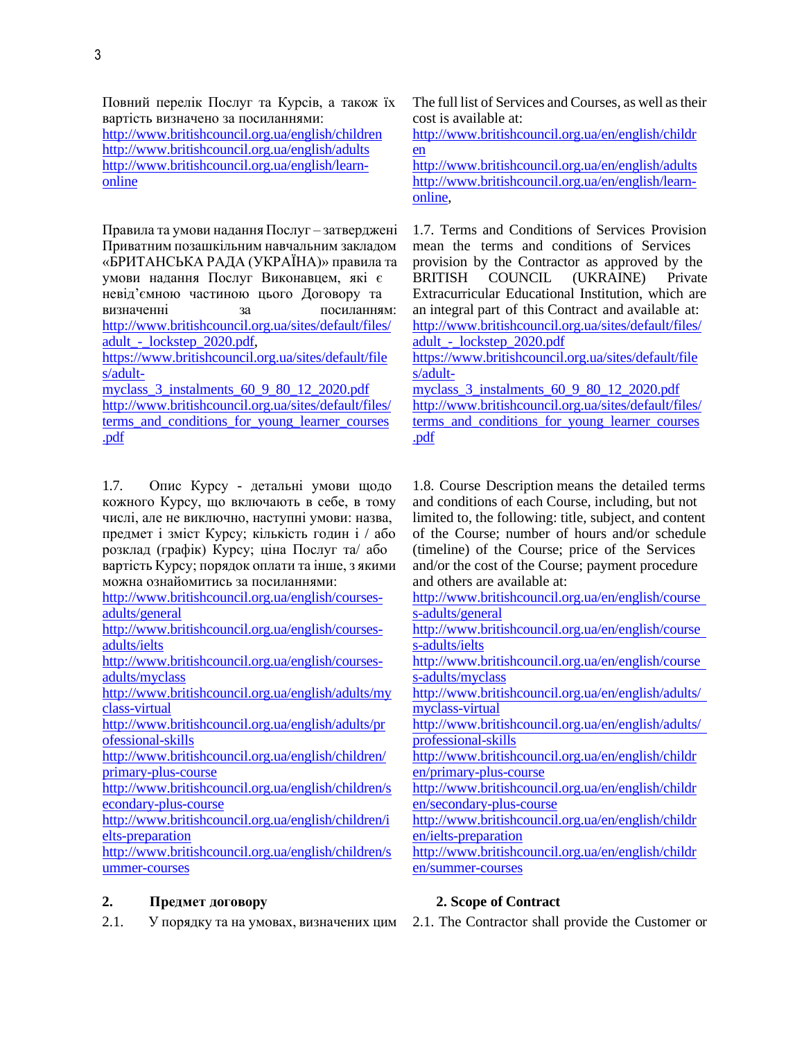Повний перелік Послуг та Курсів, а також їх вартість визначено за посиланнями:
http://www.britishcouncil.org.ua/english/children
http://www.britishcouncil.org.ua/english/adults
http://www.britishcouncil.org.ua/english/learn-online

The full list of Services and Courses, as well as their cost is available at:
http://www.britishcouncil.org.ua/en/english/children
http://www.britishcouncil.org.ua/en/english/adults
http://www.britishcouncil.org.ua/en/english/learn-online,

Правила та умови надання Послуг – затверджені Приватним позашкільним навчальним закладом «БРИТАНСЬКА РАДА (УКРАЇНА)» правила та умови надання Послуг Виконавцем, які є невід'ємною частиною цього Договору та визначенні за посиланням:
http://www.britishcouncil.org.ua/sites/default/files/adult_-_lockstep_2020.pdf,
https://www.britishcouncil.org.ua/sites/default/files/adult-myclass_3_instalments_60_9_80_12_2020.pdf
http://www.britishcouncil.org.ua/sites/default/files/terms_and_conditions_for_young_learner_courses.pdf

1.7. Terms and Conditions of Services Provision mean the terms and conditions of Services provision by the Contractor as approved by the BRITISH COUNCIL (UKRAINE) Private Extracurricular Educational Institution, which are an integral part of this Contract and available at:
http://www.britishcouncil.org.ua/sites/default/files/adult_-_lockstep_2020.pdf
https://www.britishcouncil.org.ua/sites/default/files/adult-myclass_3_instalments_60_9_80_12_2020.pdf
http://www.britishcouncil.org.ua/sites/default/files/terms_and_conditions_for_young_learner_courses.pdf

1.7. Опис Курсу - детальні умови щодо кожного Курсу, що включають в себе, в тому числі, але не виключно, наступні умови: назва, предмет і зміст Курсу; кількість годин і / або розклад (графік) Курсу; ціна Послуг та/ або вартість Курсу; порядок оплати та інше, з якими можна ознайомитись за посиланнями:
http://www.britishcouncil.org.ua/english/courses-adults/general
http://www.britishcouncil.org.ua/english/courses-adults/ielts
http://www.britishcouncil.org.ua/english/courses-adults/myclass
http://www.britishcouncil.org.ua/english/adults/myclass-virtual
http://www.britishcouncil.org.ua/english/adults/professional-skills
http://www.britishcouncil.org.ua/english/children/primary-plus-course
http://www.britishcouncil.org.ua/english/children/secondary-plus-course
http://www.britishcouncil.org.ua/english/children/ielts-preparation
http://www.britishcouncil.org.ua/english/children/summer-courses

1.8. Course Description means the detailed terms and conditions of each Course, including, but not limited to, the following: title, subject, and content of the Course; number of hours and/or schedule (timeline) of the Course; price of the Services and/or the cost of the Course; payment procedure and others are available at:
http://www.britishcouncil.org.ua/en/english/courses-adults/general
http://www.britishcouncil.org.ua/en/english/courses-adults/ielts
http://www.britishcouncil.org.ua/en/english/courses-adults/myclass
http://www.britishcouncil.org.ua/en/english/adults/myclass-virtual
http://www.britishcouncil.org.ua/en/english/adults/professional-skills
http://www.britishcouncil.org.ua/en/english/children/primary-plus-course
http://www.britishcouncil.org.ua/en/english/children/secondary-plus-course
http://www.britishcouncil.org.ua/en/english/children/ielts-preparation
http://www.britishcouncil.org.ua/en/english/children/summer-courses

## 2. Предмет договору

2.1. У порядку та на умовах, визначених цим

## 2. Scope of Contract

2.1. The Contractor shall provide the Customer or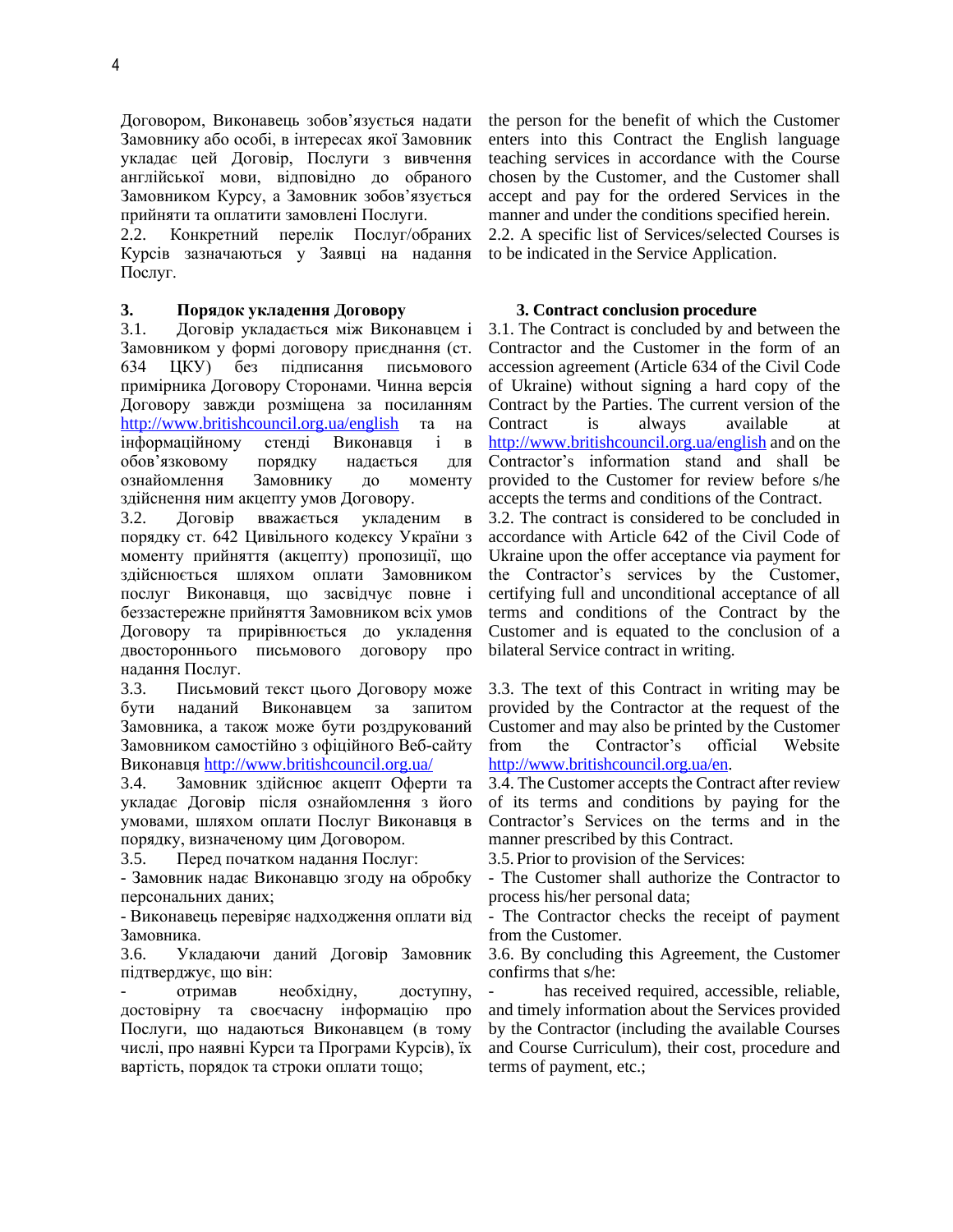Договором, Виконавець зобов'язується надати Замовнику або особі, в інтересах якої Замовник укладає цей Договір, Послуги з вивчення англійської мови, відповідно до обраного Замовником Курсу, а Замовник зобов'язується прийняти та оплатити замовлені Послуги.

2.2. Конкретний перелік Послуг/обраних Курсів зазначаються у Заявці на надання Послуг.

**3. Порядок укладення Договору**

3.1. Договір укладається між Виконавцем і Замовником у формі договору приєднання (ст. 634 ЦКУ) без підписання письмового примірника Договору Сторонами. Чинна версія Договору завжди розміщена за посиланням http://www.britishcouncil.org.ua/english та на інформаційному стенді Виконавця і в обов'язковому порядку надається для ознайомлення Замовнику до моменту здійснення ним акцепту умов Договору.

3.2. Договір вважається укладеним в порядку ст. 642 Цивільного кодексу України з моменту прийняття (акцепту) пропозиції, що здійснюється шляхом оплати Замовником послуг Виконавця, що засвідчує повне і беззастережне прийняття Замовником всіх умов Договору та прирівнюється до укладення двостороннього письмового договору про надання Послуг.

3.3. Письмовий текст цього Договору може бути наданий Виконавцем за запитом Замовника, а також може бути роздрукований Замовником самостійно з офіційного Веб-сайту Виконавця http://www.britishcouncil.org.ua/

3.4. Замовник здійснює акцепт Оферти та укладає Договір після ознайомлення з його умовами, шляхом оплати Послуг Виконавця в порядку, визначеному цим Договором.

3.5. Перед початком надання Послуг:

- Замовник надає Виконавцю згоду на обробку персональних даних;
- Виконавець перевіряє надходження оплати від Замовника.

3.6. Укладаючи даний Договір Замовник підтверджує, що він:

- отримав необхідну, доступну, достовірну та своєчасну інформацію про Послуги, що надаються Виконавцем (в тому числі, про наявні Курси та Програми Курсів), їх вартість, порядок та строки оплати тощо;

the person for the benefit of which the Customer enters into this Contract the English language teaching services in accordance with the Course chosen by the Customer, and the Customer shall accept and pay for the ordered Services in the manner and under the conditions specified herein.

2.2. A specific list of Services/selected Courses is to be indicated in the Service Application.

**3. Contract conclusion procedure**

3.1. The Contract is concluded by and between the Contractor and the Customer in the form of an accession agreement (Article 634 of the Civil Code of Ukraine) without signing a hard copy of the Contract by the Parties. The current version of the Contract is always available at http://www.britishcouncil.org.ua/english and on the Contractor's information stand and shall be provided to the Customer for review before s/he accepts the terms and conditions of the Contract.

3.2. The contract is considered to be concluded in accordance with Article 642 of the Civil Code of Ukraine upon the offer acceptance via payment for the Contractor's services by the Customer, certifying full and unconditional acceptance of all terms and conditions of the Contract by the Customer and is equated to the conclusion of a bilateral Service contract in writing.

3.3. The text of this Contract in writing may be provided by the Contractor at the request of the Customer and may also be printed by the Customer from the Contractor's official Website http://www.britishcouncil.org.ua/en.

3.4. The Customer accepts the Contract after review of its terms and conditions by paying for the Contractor's Services on the terms and in the manner prescribed by this Contract.

3.5. Prior to provision of the Services:

- The Customer shall authorize the Contractor to process his/her personal data;
- The Contractor checks the receipt of payment from the Customer.

3.6. By concluding this Agreement, the Customer confirms that s/he:

- has received required, accessible, reliable, and timely information about the Services provided by the Contractor (including the available Courses and Course Curriculum), their cost, procedure and terms of payment, etc.;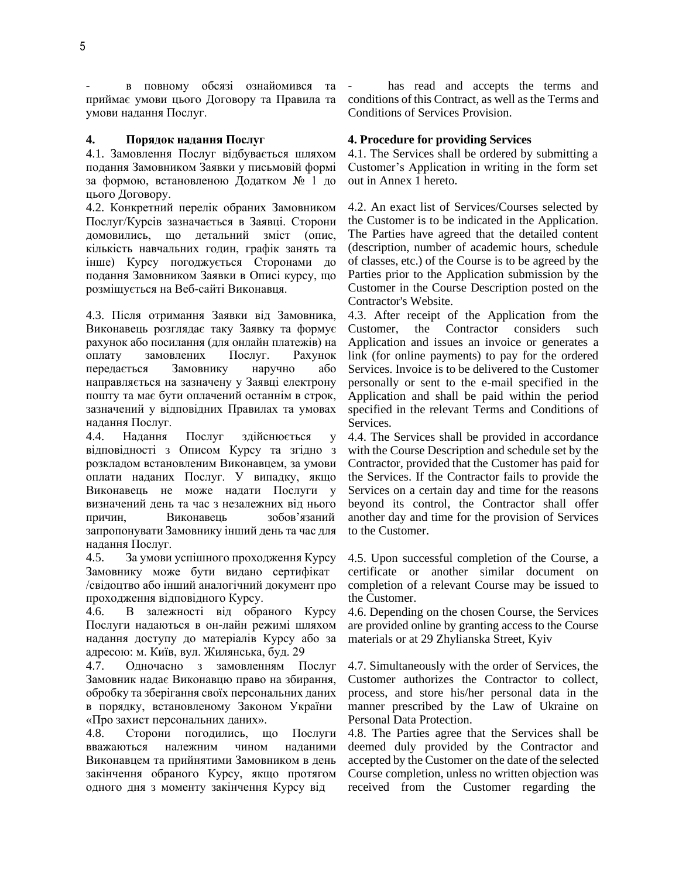- в повному обсязі ознайомився та приймає умови цього Договору та Правила та умови надання Послуг.

**4. Порядок надання Послуг**

4.1. Замовлення Послуг відбувається шляхом подання Замовником Заявки у письмовій формі за формою, встановленою Додатком № 1 до цього Договору.

4.2. Конкретний перелік обраних Замовником Послуг/Курсів зазначається в Заявці. Сторони домовились, що детальний зміст (опис, кількість навчальних годин, графік занять та інше) Курсу погоджується Сторонами до подання Замовником Заявки в Описі курсу, що розміщується на Веб-сайті Виконавця.

4.3. Після отримання Заявки від Замовника, Виконавець розглядає таку Заявку та формує рахунок або посилання (для онлайн платежів) на оплату замовлених Послуг. Рахунок передається Замовнику наручно або направляється на зазначену у Заявці електрону пошту та має бути оплачений останнім в строк, зазначений у відповідних Правилах та умовах надання Послуг.

4.4. Надання Послуг здійснюється у відповідності з Описом Курсу та згідно з розкладом встановленим Виконавцем, за умови оплати наданих Послуг. У випадку, якщо Виконавець не може надати Послуги у визначений день та час з незалежних від нього причин, Виконавець зобов'язаний запропонувати Замовнику інший день та час для надання Послуг.

4.5. За умови успішного проходження Курсу Замовнику може бути видано сертифікат /свідоцтво або інший аналогічний документ про проходження відповідного Курсу.

4.6. В залежності від обраного Курсу Послуги надаються в он-лайн режимі шляхом надання доступу до матеріалів Курсу або за адресою: м. Київ, вул. Жилянська, буд. 29

4.7. Одночасно з замовленням Послуг Замовник надає Виконавцю право на збирання, обробку та зберігання своїх персональних даних в порядку, встановленому Законом України «Про захист персональних даних».

4.8. Сторони погодились, що Послуги вважаються належним чином наданими Виконавцем та прийнятими Замовником в день закінчення обраного Курсу, якщо протягом одного дня з моменту закінчення Курсу від

- has read and accepts the terms and conditions of this Contract, as well as the Terms and Conditions of Services Provision.

**4. Procedure for providing Services**

4.1. The Services shall be ordered by submitting a Customer's Application in writing in the form set out in Annex 1 hereto.

4.2. An exact list of Services/Courses selected by the Customer is to be indicated in the Application. The Parties have agreed that the detailed content (description, number of academic hours, schedule of classes, etc.) of the Course is to be agreed by the Parties prior to the Application submission by the Customer in the Course Description posted on the Contractor's Website.

4.3. After receipt of the Application from the Customer, the Contractor considers such Application and issues an invoice or generates a link (for online payments) to pay for the ordered Services. Invoice is to be delivered to the Customer personally or sent to the e-mail specified in the Application and shall be paid within the period specified in the relevant Terms and Conditions of Services.

4.4. The Services shall be provided in accordance with the Course Description and schedule set by the Contractor, provided that the Customer has paid for the Services. If the Contractor fails to provide the Services on a certain day and time for the reasons beyond its control, the Contractor shall offer another day and time for the provision of Services to the Customer.

4.5. Upon successful completion of the Course, a certificate or another similar document on completion of a relevant Course may be issued to the Customer.

4.6. Depending on the chosen Course, the Services are provided online by granting access to the Course materials or at 29 Zhylianska Street, Kyiv

4.7. Simultaneously with the order of Services, the Customer authorizes the Contractor to collect, process, and store his/her personal data in the manner prescribed by the Law of Ukraine on Personal Data Protection.

4.8. The Parties agree that the Services shall be deemed duly provided by the Contractor and accepted by the Customer on the date of the selected Course completion, unless no written objection was received from the Customer regarding the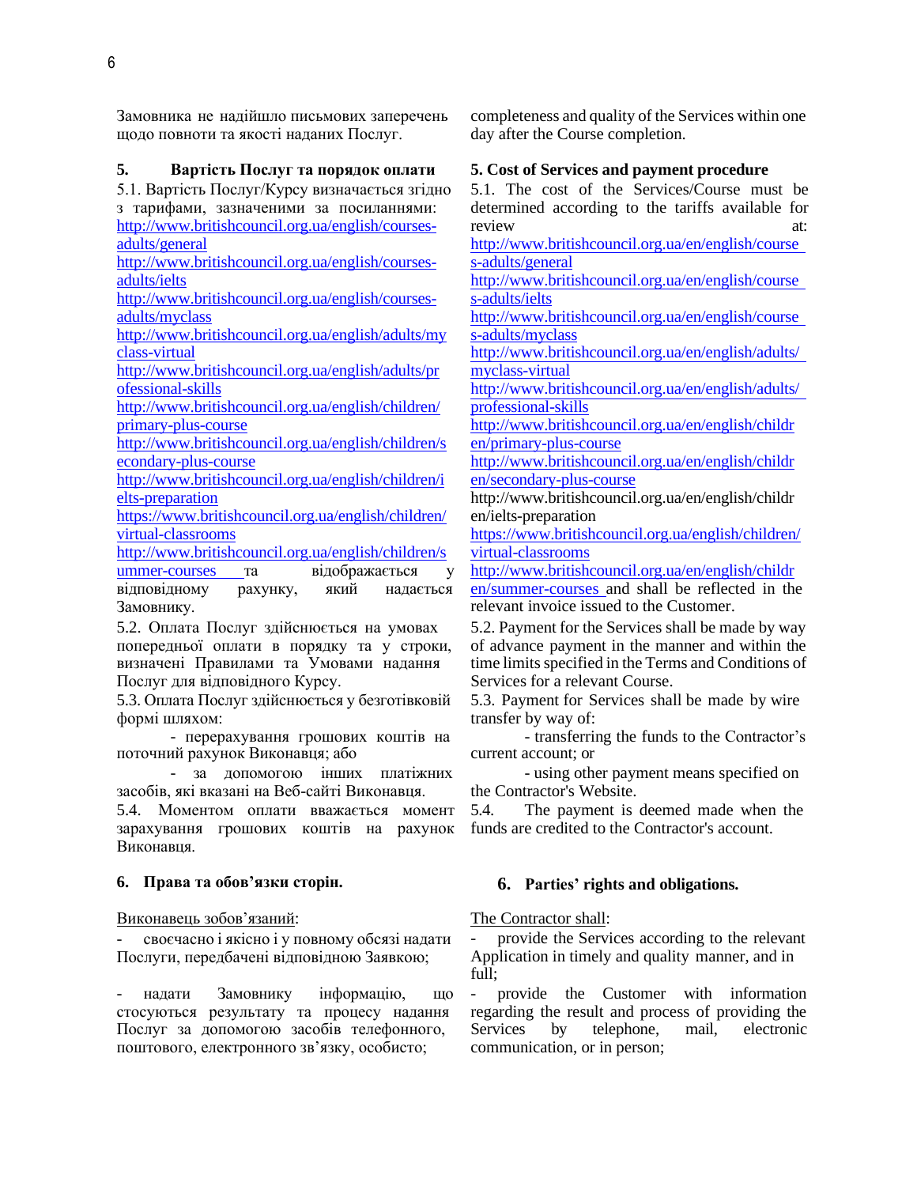Замовника не надійшло письмових заперечень щодо повноти та якості наданих Послуг.

completeness and quality of the Services within one day after the Course completion.

## 5. Вартість Послуг та порядок оплати

5.1. Вартість Послуг/Курсу визначається згідно з тарифами, зазначеними за посиланнями: http://www.britishcouncil.org.ua/english/courses-adults/general http://www.britishcouncil.org.ua/english/courses-adults/ielts http://www.britishcouncil.org.ua/english/courses-adults/myclass http://www.britishcouncil.org.ua/english/adults/myclass-virtual http://www.britishcouncil.org.ua/english/adults/professional-skills http://www.britishcouncil.org.ua/english/children/primary-plus-course http://www.britishcouncil.org.ua/english/children/secondary-plus-course http://www.britishcouncil.org.ua/english/children/ielts-preparation https://www.britishcouncil.org.ua/english/children/virtual-classrooms http://www.britishcouncil.org.ua/english/children/summer-courses та відображається у відповідному рахунку, який надається Замовнику.

5.2. Оплата Послуг здійснюється на умовах попередньої оплати в порядку та у строки, визначені Правилами та Умовами надання Послуг для відповідного Курсу.

5.3. Оплата Послуг здійснюється у безготівковій формі шляхом:

- перерахування грошових коштів на поточний рахунок Виконавця; або
- за допомогою інших платіжних засобів, які вказані на Веб-сайті Виконавця.

5.4. Моментом оплати вважається момент зарахування грошових коштів на рахунок Виконавця.

## 5. Cost of Services and payment procedure

5.1. The cost of the Services/Course must be determined according to the tariffs available for review at: http://www.britishcouncil.org.ua/en/english/courses-adults/general http://www.britishcouncil.org.ua/en/english/courses-adults/ielts http://www.britishcouncil.org.ua/en/english/courses-adults/myclass http://www.britishcouncil.org.ua/en/english/adults/myclass-virtual http://www.britishcouncil.org.ua/en/english/adults/professional-skills http://www.britishcouncil.org.ua/en/english/children/primary-plus-course http://www.britishcouncil.org.ua/en/english/children/secondary-plus-course http://www.britishcouncil.org.ua/en/english/children/ielts-preparation https://www.britishcouncil.org.ua/english/children/virtual-classrooms http://www.britishcouncil.org.ua/en/english/children/summer-courses and shall be reflected in the relevant invoice issued to the Customer.

5.2. Payment for the Services shall be made by way of advance payment in the manner and within the time limits specified in the Terms and Conditions of Services for a relevant Course.

5.3. Payment for Services shall be made by wire transfer by way of:

- transferring the funds to the Contractor's current account; or
- using other payment means specified on the Contractor's Website.

5.4. The payment is deemed made when the funds are credited to the Contractor's account.

## 6. Права та обов'язки сторін.

Виконавець зобов'язаний:

- своєчасно і якісно і у повному обсязі надати Послуги, передбачені відповідною Заявкою;
- надати Замовнику інформацію, що стосуються результату та процесу надання Послуг за допомогою засобів телефонного, поштового, електронного зв'язку, особисто;

## 6. Parties' rights and obligations.

The Contractor shall:

- provide the Services according to the relevant Application in timely and quality manner, and in full;
- provide the Customer with information regarding the result and process of providing the Services by telephone, mail, electronic communication, or in person;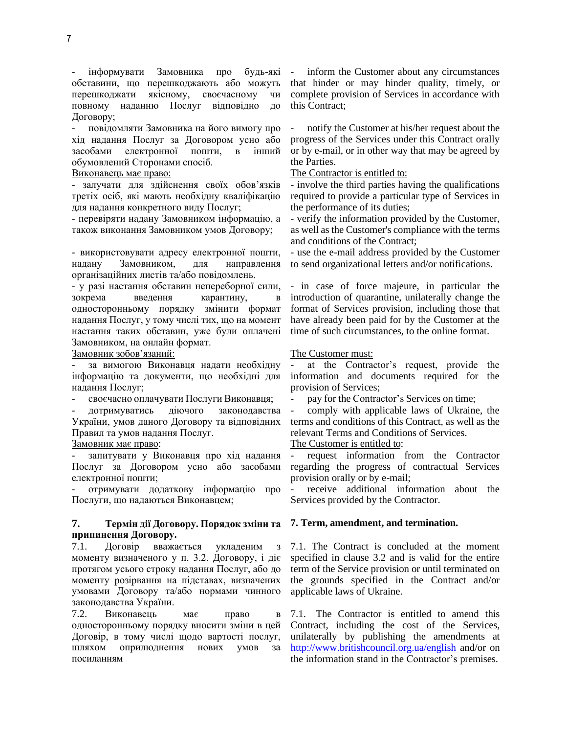- інформувати Замовника про будь-які обставини, що перешкоджають або можуть перешкоджати якісному, своєчасному чи повному наданню Послуг відповідно до Договору;
- повідомляти Замовника на його вимогу про хід надання Послуг за Договором усно або засобами електронної пошти, в інший обумовлений Сторонами спосіб.

Виконавець має право:

- залучати для здійснення своїх обов'язків третіх осіб, які мають необхідну кваліфікацію для надання конкретного виду Послуг;
- перевіряти надану Замовником інформацію, а також виконання Замовником умов Договору;
- використовувати адресу електронної пошти, надану Замовником, для направлення організаційних листів та/або повідомлень.
- у разі настання обставин непереборної сили, зокрема введення карантину, в односторонньому порядку змінити формат надання Послуг, у тому числі тих, що на момент настання таких обставин, уже були оплачені Замовником, на онлайн формат.

Замовник зобов'язаний:

- за вимогою Виконавця надати необхідну інформацію та документи, що необхідні для надання Послуг;
- своєчасно оплачувати Послуги Виконавця;
- дотримуватись діючого законодавства України, умов даного Договору та відповідних Правил та умов надання Послуг.

Замовник має право:

- запитувати у Виконавця про хід надання Послуг за Договором усно або засобами електронної пошти;
- отримувати додаткову інформацію про Послуги, що надаються Виконавцем;

## 7. Термін дії Договору. Порядок зміни та припинення Договору.

7.1. Договір вважається укладеним з моменту визначеного у п. 3.2. Договору, і діє протягом усього строку надання Послуг, або до моменту розірвання на підставах, визначених умовами Договору та/або нормами чинного законодавства України.

7.2. Виконавець має право в односторонньому порядку вносити зміни в цей Договір, в тому числі щодо вартості послуг, шляхом оприлюднення нових умов за посиланням

---

- inform the Customer about any circumstances that hinder or may hinder quality, timely, or complete provision of Services in accordance with this Contract;
- notify the Customer at his/her request about the progress of the Services under this Contract orally or by e-mail, or in other way that may be agreed by the Parties.

The Contractor is entitled to:

- involve the third parties having the qualifications required to provide a particular type of Services in the performance of its duties;
- verify the information provided by the Customer, as well as the Customer's compliance with the terms and conditions of the Contract;
- use the e-mail address provided by the Customer to send organizational letters and/or notifications.
- in case of force majeure, in particular the introduction of quarantine, unilaterally change the format of Services provision, including those that have already been paid for by the Customer at the time of such circumstances, to the online format.

The Customer must:

- at the Contractor's request, provide the information and documents required for the provision of Services;
- pay for the Contractor's Services on time;
- comply with applicable laws of Ukraine, the terms and conditions of this Contract, as well as the relevant Terms and Conditions of Services.

The Customer is entitled to:

- request information from the Contractor regarding the progress of contractual Services provision orally or by e-mail;
- receive additional information about the Services provided by the Contractor.

## 7. Term, amendment, and termination.

7.1. The Contract is concluded at the moment specified in clause 3.2 and is valid for the entire term of the Service provision or until terminated on the grounds specified in the Contract and/or applicable laws of Ukraine.

7.1. The Contractor is entitled to amend this Contract, including the cost of the Services, unilaterally by publishing the amendments at http://www.britishcouncil.org.ua/english and/or on the information stand in the Contractor's premises.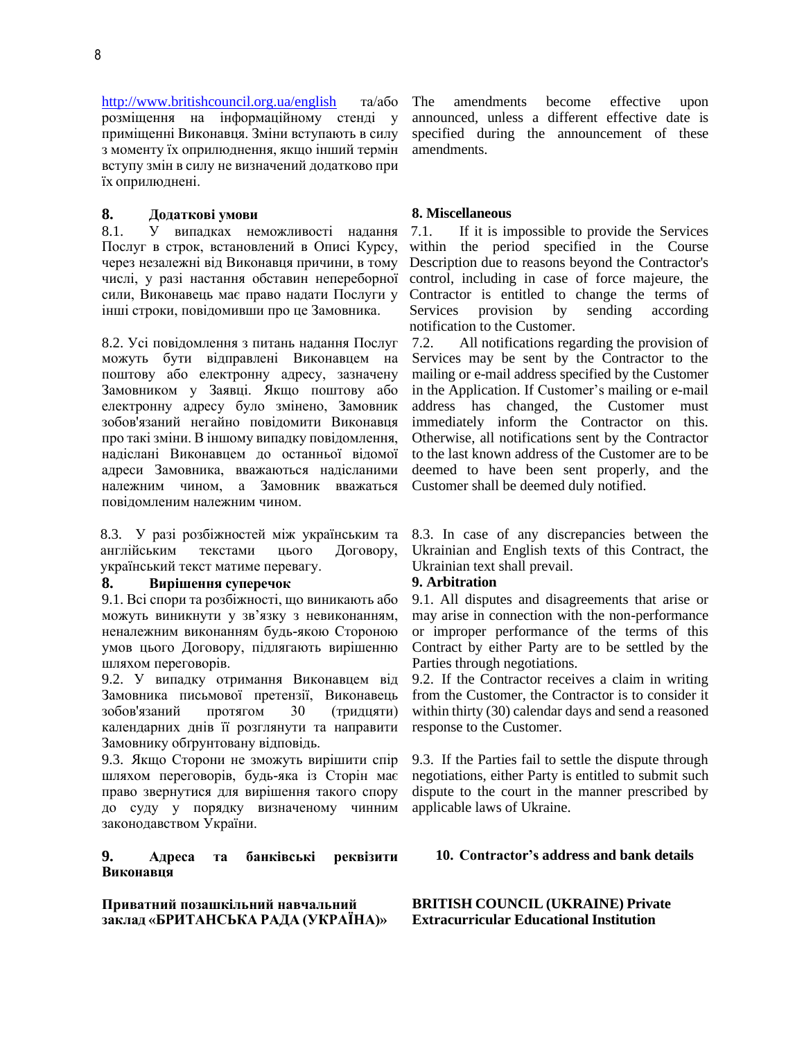http://www.britishcouncil.org.ua/english та/або розміщення на інформаційному стенді у приміщенні Виконавця. Зміни вступають в силу з моменту їх оприлюднення, якщо інший термін вступу змін в силу не визначений додатково при їх оприлюдненні.

The amendments become effective upon announced, unless a different effective date is specified during the announcement of these amendments.

## 8. Додаткові умови

8.1. У випадках неможливості надання Послуг в строк, встановлений в Описі Курсу, через незалежні від Виконавця причини, в тому числі, у разі настання обставин непереборної сили, Виконавець має право надати Послуги у інші строки, повідомивши про це Замовника.

8.2. Усі повідомлення з питань надання Послуг можуть бути відправлені Виконавцем на поштову або електронну адресу, зазначену Замовником у Заявці. Якщо поштову або електронну адресу було змінено, Замовник зобов'язаний негайно повідомити Виконавця про такі зміни. В іншому випадку повідомлення, надіслані Виконавцем до останньої відомої адреси Замовника, вважаються надісланими належним чином, а Замовник вважається повідомленим належним чином.

8.3. У разі розбіжностей між українським та англійським текстами цього Договору, український текст матиме перевагу.

## 8. Miscellaneous

7.1. If it is impossible to provide the Services within the period specified in the Course Description due to reasons beyond the Contractor's control, including in case of force majeure, the Contractor is entitled to change the terms of Services provision by sending according notification to the Customer.

7.2. All notifications regarding the provision of Services may be sent by the Contractor to the mailing or e-mail address specified by the Customer in the Application. If Customer's mailing or e-mail address has changed, the Customer must immediately inform the Contractor on this. Otherwise, all notifications sent by the Contractor to the last known address of the Customer are to be deemed to have been sent properly, and the Customer shall be deemed duly notified.

8.3. In case of any discrepancies between the Ukrainian and English texts of this Contract, the Ukrainian text shall prevail.

## 8. Вирішення суперечок

9.1. Всі спори та розбіжності, що виникають або можуть виникнути у зв'язку з невиконанням, неналежним виконанням будь-якою Стороною умов цього Договору, підлягають вирішенню шляхом переговорів.

9.2. У випадку отримання Виконавцем від Замовника письмової претензії, Виконавець зобов'язаний протягом 30 (тридцяти) календарних днів її розглянути та направити Замовнику обгрунтовану відповідь.

9.3. Якщо Сторони не зможуть вирішити спір шляхом переговорів, будь-яка із Сторін має право звернутися для вирішення такого спору до суду у порядку визначеному чинним законодавством України.

## 9. Arbitration

9.1. All disputes and disagreements that arise or may arise in connection with the non-performance or improper performance of the terms of this Contract by either Party are to be settled by the Parties through negotiations.

9.2. If the Contractor receives a claim in writing from the Customer, the Contractor is to consider it within thirty (30) calendar days and send a reasoned response to the Customer.

9.3. If the Parties fail to settle the dispute through negotiations, either Party is entitled to submit such dispute to the court in the manner prescribed by applicable laws of Ukraine.

## 9. Адреса та банківські реквізити Виконавця

**Приватний позашкільний навчальний заклад «БРИТАНСЬКА РАДА (УКРАЇНА)»**

## 10. Contractor's address and bank details

**BRITISH COUNCIL (UKRAINE) Private Extracurricular Educational Institution**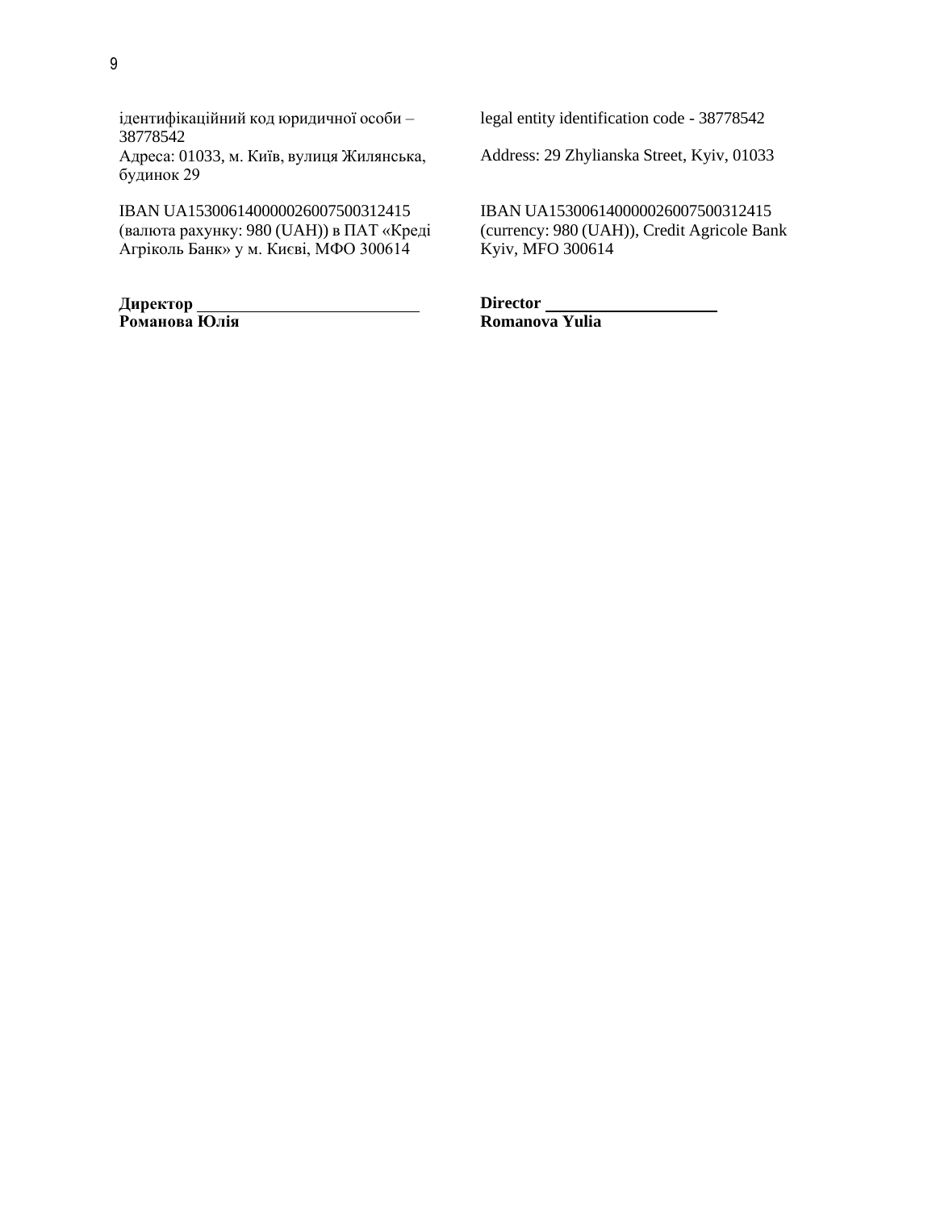ідентифікаційний код юридичної особи – 38778542
Адреса: 01033, м. Київ, вулиця Жилянська, будинок 29

IBAN UA153006140000026007500312415 (валюта рахунку: 980 (UAH)) в ПАТ «Креді Агріколь Банк» у м. Києві, МФО 300614

**Директор** ___________________________
**Романова Юлія**

legal entity identification code - 38778542

Address: 29 Zhylianska Street, Kyiv, 01033

IBAN UA153006140000026007500312415 (currency: 980 (UAH)), Credit Agricole Bank Kyiv, MFO 300614

**Director** _____________________
**Romanova Yulia**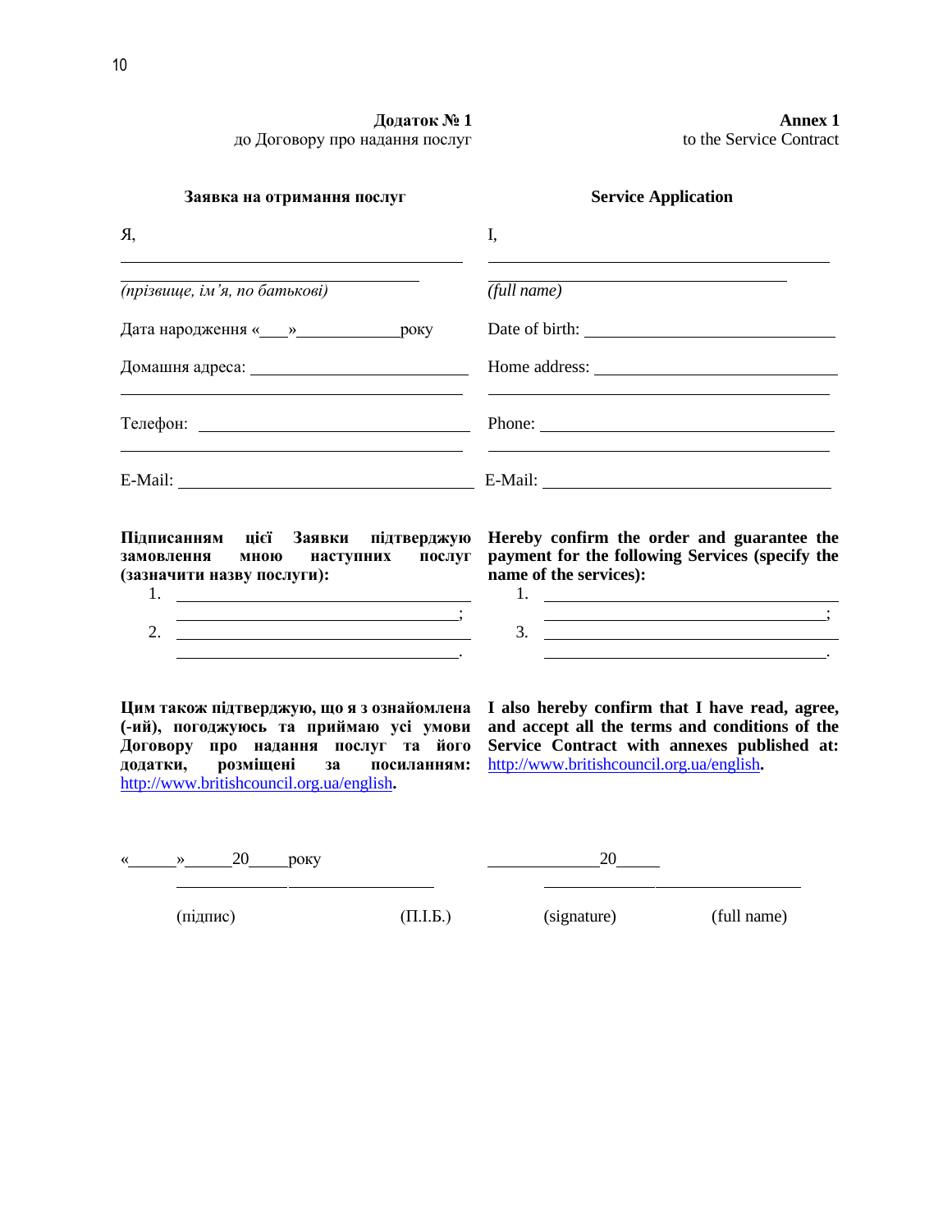**Додаток № 1**
до Договору про надання послуг

**Annex 1**
to the Service Contract

**Заявка на отримання послуг**

Я,

______________________________

______________________________

*(прізвище, ім'я, по батькові)*

Дата народження «___» ____________ року

Домашня адреса: ______________________

______________________________

Телефон: ______________________

______________________________

E-Mail: ______________________

**Підписанням цієї Заявки підтверджую замовлення мною наступних послуг (зазначити назву послуги):**

1. ______________________________
   ______________________________;
2. ______________________________
   ______________________________.

**Цим також підтверджую, що я з ознайомлена (-ний), погоджуюсь та приймаю усі умови Договору про надання послуг та його додатки, розміщені за посиланням:** http://www.britishcouncil.org.ua/english**.**

«______»______20_____року

______________ ______________

(підпис) (П.І.Б.)

**Service Application**

I,

______________________________

______________________________

*(full name)*

Date of birth: ______________________

Home address: ______________________

______________________________

Phone: ______________________

______________________________

E-Mail: ______________________

**Hereby confirm the order and guarantee the payment for the following Services (specify the name of the services):**

1. ______________________________
   ______________________________;
3. ______________________________
   ______________________________.

**I also hereby confirm that I have read, agree, and accept all the terms and conditions of the Service Contract with annexes published at:** http://www.britishcouncil.org.ua/english**.**

______________20_____

______________ ______________

(signature) (full name)